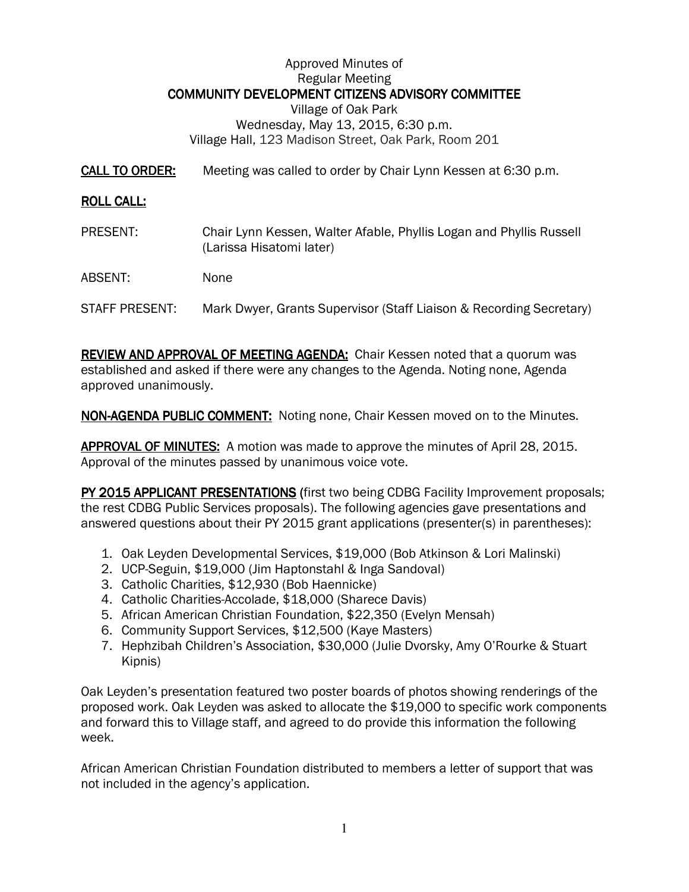Approved Minutes of
Regular Meeting
**COMMUNITY DEVELOPMENT CITIZENS ADVISORY COMMITTEE**
Village of Oak Park
Wednesday, May 13, 2015, 6:30 p.m.
Village Hall, 123 Madison Street, Oak Park, Room 201

**CALL TO ORDER:** Meeting was called to order by Chair Lynn Kessen at 6:30 p.m.

**ROLL CALL:**

PRESENT: Chair Lynn Kessen, Walter Afable, Phyllis Logan and Phyllis Russell (Larissa Hisatomi later)

ABSENT: None

STAFF PRESENT: Mark Dwyer, Grants Supervisor (Staff Liaison & Recording Secretary)

**REVIEW AND APPROVAL OF MEETING AGENDA:** Chair Kessen noted that a quorum was established and asked if there were any changes to the Agenda. Noting none, Agenda approved unanimously.

**NON-AGENDA PUBLIC COMMENT:** Noting none, Chair Kessen moved on to the Minutes.

**APPROVAL OF MINUTES:** A motion was made to approve the minutes of April 28, 2015. Approval of the minutes passed by unanimous voice vote.

**PY 2015 APPLICANT PRESENTATIONS** (first two being CDBG Facility Improvement proposals; the rest CDBG Public Services proposals). The following agencies gave presentations and answered questions about their PY 2015 grant applications (presenter(s) in parentheses):

1. Oak Leyden Developmental Services, $19,000 (Bob Atkinson & Lori Malinski)
2. UCP-Seguin, $19,000 (Jim Haptonstahl & Inga Sandoval)
3. Catholic Charities, $12,930 (Bob Haennicke)
4. Catholic Charities-Accolade, $18,000 (Sharece Davis)
5. African American Christian Foundation, $22,350 (Evelyn Mensah)
6. Community Support Services, $12,500 (Kaye Masters)
7. Hephzibah Children's Association, $30,000 (Julie Dvorsky, Amy O'Rourke & Stuart Kipnis)

Oak Leyden's presentation featured two poster boards of photos showing renderings of the proposed work. Oak Leyden was asked to allocate the $19,000 to specific work components and forward this to Village staff, and agreed to do provide this information the following week.

African American Christian Foundation distributed to members a letter of support that was not included in the agency's application.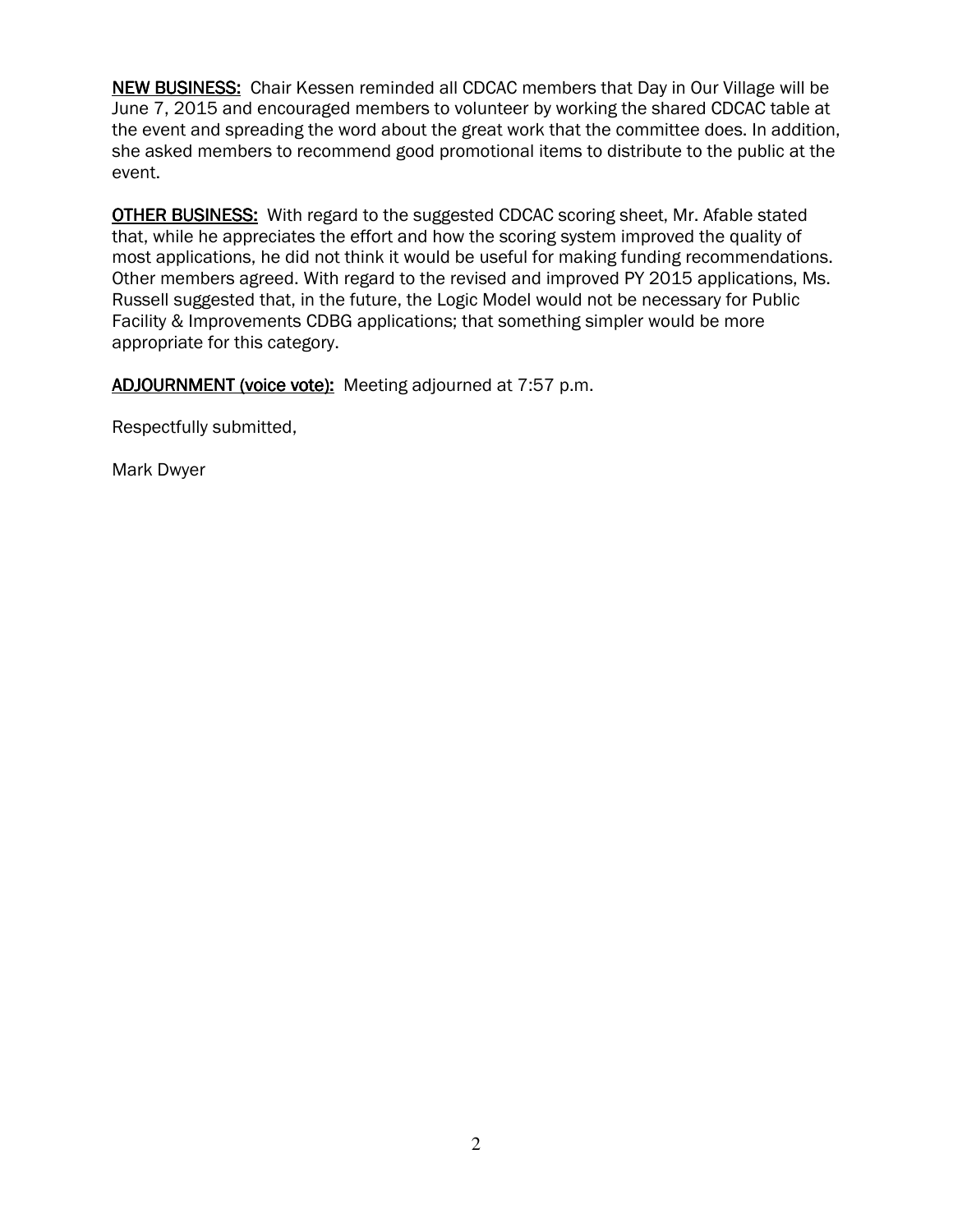**NEW BUSINESS:** Chair Kessen reminded all CDCAC members that Day in Our Village will be June 7, 2015 and encouraged members to volunteer by working the shared CDCAC table at the event and spreading the word about the great work that the committee does. In addition, she asked members to recommend good promotional items to distribute to the public at the event.

**OTHER BUSINESS:** With regard to the suggested CDCAC scoring sheet, Mr. Afable stated that, while he appreciates the effort and how the scoring system improved the quality of most applications, he did not think it would be useful for making funding recommendations. Other members agreed. With regard to the revised and improved PY 2015 applications, Ms. Russell suggested that, in the future, the Logic Model would not be necessary for Public Facility & Improvements CDBG applications; that something simpler would be more appropriate for this category.

**ADJOURNMENT (voice vote):** Meeting adjourned at 7:57 p.m.

Respectfully submitted,

Mark Dwyer